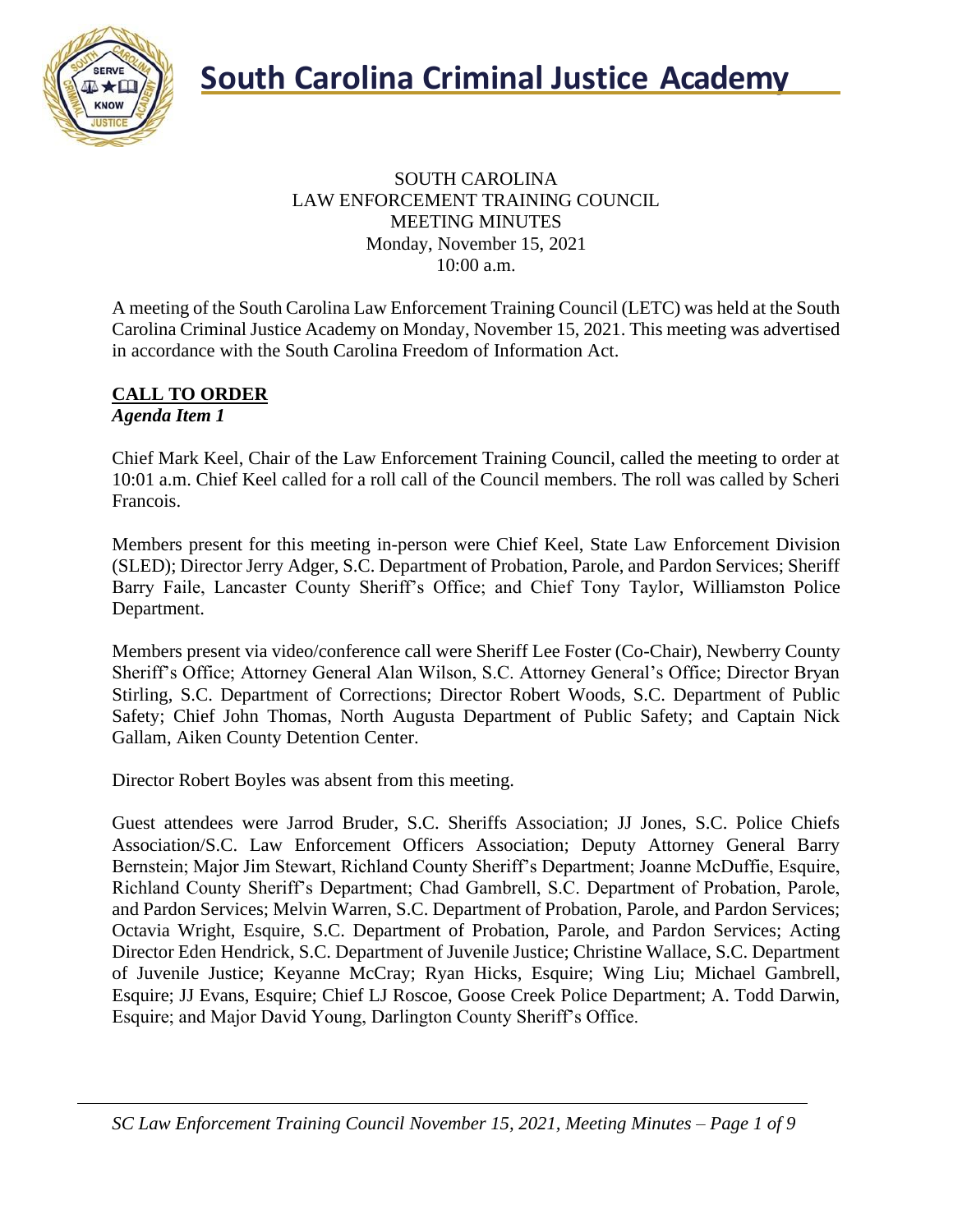# South Carolina Criminal Justice Academy

SOUTH CAROLINA
LAW ENFORCEMENT TRAINING COUNCIL
MEETING MINUTES
Monday, November 15, 2021
10:00 a.m.

A meeting of the South Carolina Law Enforcement Training Council (LETC) was held at the South Carolina Criminal Justice Academy on Monday, November 15, 2021. This meeting was advertised in accordance with the South Carolina Freedom of Information Act.

## CALL TO ORDER

***Agenda Item 1***

Chief Mark Keel, Chair of the Law Enforcement Training Council, called the meeting to order at 10:01 a.m. Chief Keel called for a roll call of the Council members. The roll was called by Scheri Francois.

Members present for this meeting in-person were Chief Keel, State Law Enforcement Division (SLED); Director Jerry Adger, S.C. Department of Probation, Parole, and Pardon Services; Sheriff Barry Faile, Lancaster County Sheriff's Office; and Chief Tony Taylor, Williamston Police Department.

Members present via video/conference call were Sheriff Lee Foster (Co-Chair), Newberry County Sheriff's Office; Attorney General Alan Wilson, S.C. Attorney General's Office; Director Bryan Stirling, S.C. Department of Corrections; Director Robert Woods, S.C. Department of Public Safety; Chief John Thomas, North Augusta Department of Public Safety; and Captain Nick Gallam, Aiken County Detention Center.

Director Robert Boyles was absent from this meeting.

Guest attendees were Jarrod Bruder, S.C. Sheriffs Association; JJ Jones, S.C. Police Chiefs Association/S.C. Law Enforcement Officers Association; Deputy Attorney General Barry Bernstein; Major Jim Stewart, Richland County Sheriff's Department; Joanne McDuffie, Esquire, Richland County Sheriff's Department; Chad Gambrell, S.C. Department of Probation, Parole, and Pardon Services; Melvin Warren, S.C. Department of Probation, Parole, and Pardon Services; Octavia Wright, Esquire, S.C. Department of Probation, Parole, and Pardon Services; Acting Director Eden Hendrick, S.C. Department of Juvenile Justice; Christine Wallace, S.C. Department of Juvenile Justice; Keyanne McCray; Ryan Hicks, Esquire; Wing Liu; Michael Gambrell, Esquire; JJ Evans, Esquire; Chief LJ Roscoe, Goose Creek Police Department; A. Todd Darwin, Esquire; and Major David Young, Darlington County Sheriff's Office.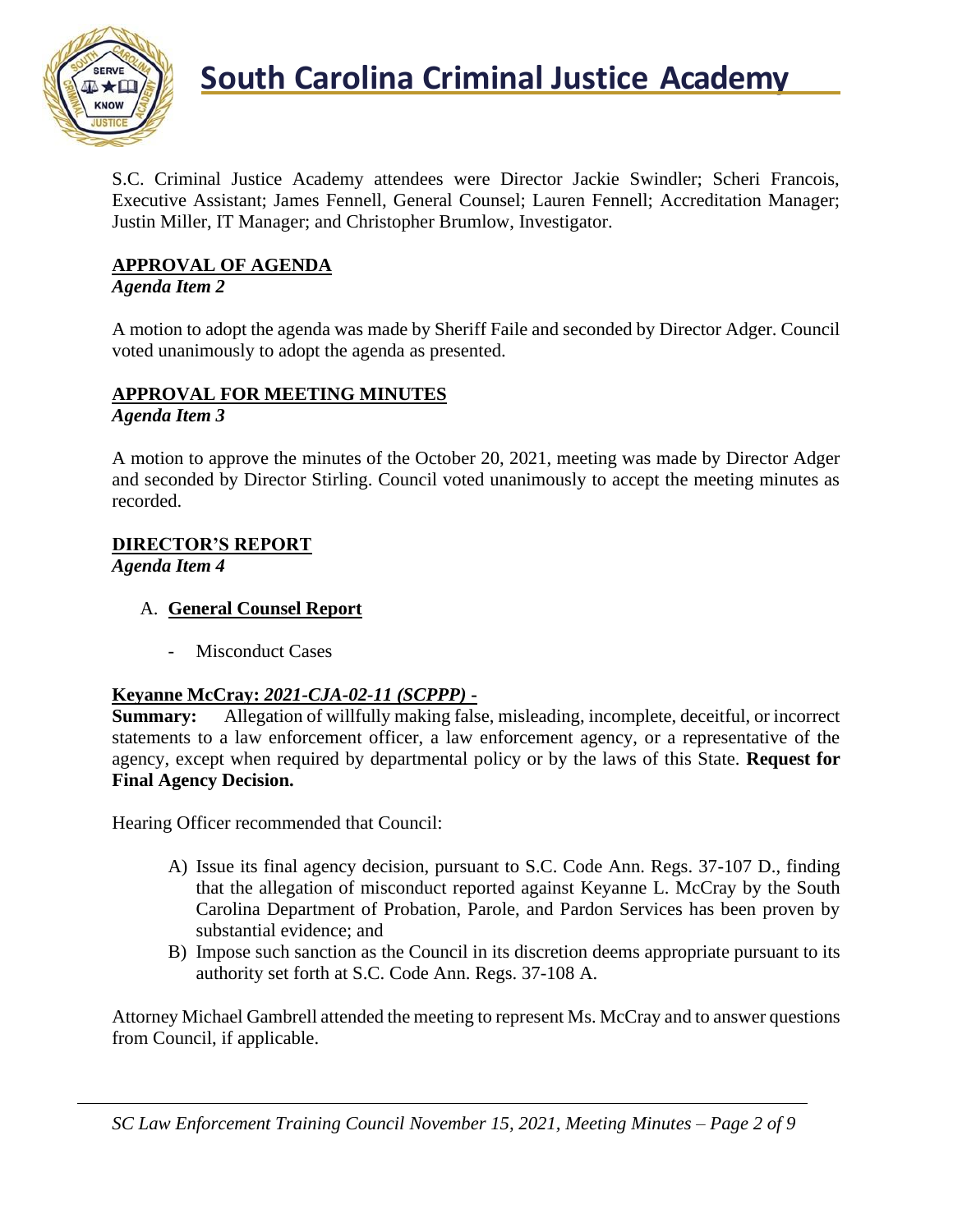S.C. Criminal Justice Academy attendees were Director Jackie Swindler; Scheri Francois, Executive Assistant; James Fennell, General Counsel; Lauren Fennell; Accreditation Manager; Justin Miller, IT Manager; and Christopher Brumlow, Investigator.

## APPROVAL OF AGENDA

***Agenda Item 2***

A motion to adopt the agenda was made by Sheriff Faile and seconded by Director Adger. Council voted unanimously to adopt the agenda as presented.

## APPROVAL FOR MEETING MINUTES

***Agenda Item 3***

A motion to approve the minutes of the October 20, 2021, meeting was made by Director Adger and seconded by Director Stirling. Council voted unanimously to accept the meeting minutes as recorded.

## DIRECTOR'S REPORT

***Agenda Item 4***

A. **General Counsel Report**

- Misconduct Cases

**Keyanne McCray:** ***2021-CJA-02-11 (SCPPP) -***

**Summary:** Allegation of willfully making false, misleading, incomplete, deceitful, or incorrect statements to a law enforcement officer, a law enforcement agency, or a representative of the agency, except when required by departmental policy or by the laws of this State. **Request for Final Agency Decision.**

Hearing Officer recommended that Council:

A) Issue its final agency decision, pursuant to S.C. Code Ann. Regs. 37-107 D., finding that the allegation of misconduct reported against Keyanne L. McCray by the South Carolina Department of Probation, Parole, and Pardon Services has been proven by substantial evidence; and

B) Impose such sanction as the Council in its discretion deems appropriate pursuant to its authority set forth at S.C. Code Ann. Regs. 37-108 A.

Attorney Michael Gambrell attended the meeting to represent Ms. McCray and to answer questions from Council, if applicable.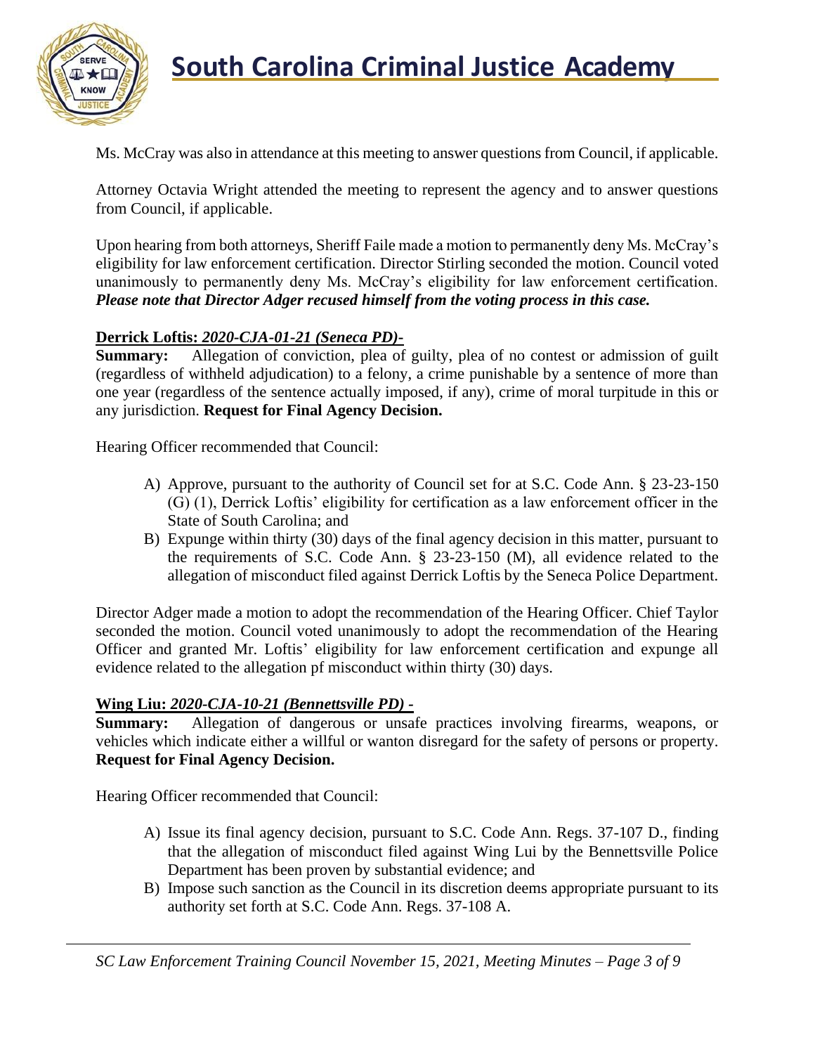Ms. McCray was also in attendance at this meeting to answer questions from Council, if applicable.

Attorney Octavia Wright attended the meeting to represent the agency and to answer questions from Council, if applicable.

Upon hearing from both attorneys, Sheriff Faile made a motion to permanently deny Ms. McCray's eligibility for law enforcement certification. Director Stirling seconded the motion. Council voted unanimously to permanently deny Ms. McCray's eligibility for law enforcement certification. ***Please note that Director Adger recused himself from the voting process in this case.***

**Derrick Loftis: *2020-CJA-01-21 (Seneca PD)-***

**Summary:** Allegation of conviction, plea of guilty, plea of no contest or admission of guilt (regardless of withheld adjudication) to a felony, a crime punishable by a sentence of more than one year (regardless of the sentence actually imposed, if any), crime of moral turpitude in this or any jurisdiction. **Request for Final Agency Decision.**

Hearing Officer recommended that Council:

A) Approve, pursuant to the authority of Council set for at S.C. Code Ann. § 23-23-150 (G) (1), Derrick Loftis' eligibility for certification as a law enforcement officer in the State of South Carolina; and
B) Expunge within thirty (30) days of the final agency decision in this matter, pursuant to the requirements of S.C. Code Ann. § 23-23-150 (M), all evidence related to the allegation of misconduct filed against Derrick Loftis by the Seneca Police Department.

Director Adger made a motion to adopt the recommendation of the Hearing Officer. Chief Taylor seconded the motion. Council voted unanimously to adopt the recommendation of the Hearing Officer and granted Mr. Loftis' eligibility for law enforcement certification and expunge all evidence related to the allegation pf misconduct within thirty (30) days.

**Wing Liu: *2020-CJA-10-21 (Bennettsville PD) -***

**Summary:** Allegation of dangerous or unsafe practices involving firearms, weapons, or vehicles which indicate either a willful or wanton disregard for the safety of persons or property. **Request for Final Agency Decision.**

Hearing Officer recommended that Council:

A) Issue its final agency decision, pursuant to S.C. Code Ann. Regs. 37-107 D., finding that the allegation of misconduct filed against Wing Lui by the Bennettsville Police Department has been proven by substantial evidence; and
B) Impose such sanction as the Council in its discretion deems appropriate pursuant to its authority set forth at S.C. Code Ann. Regs. 37-108 A.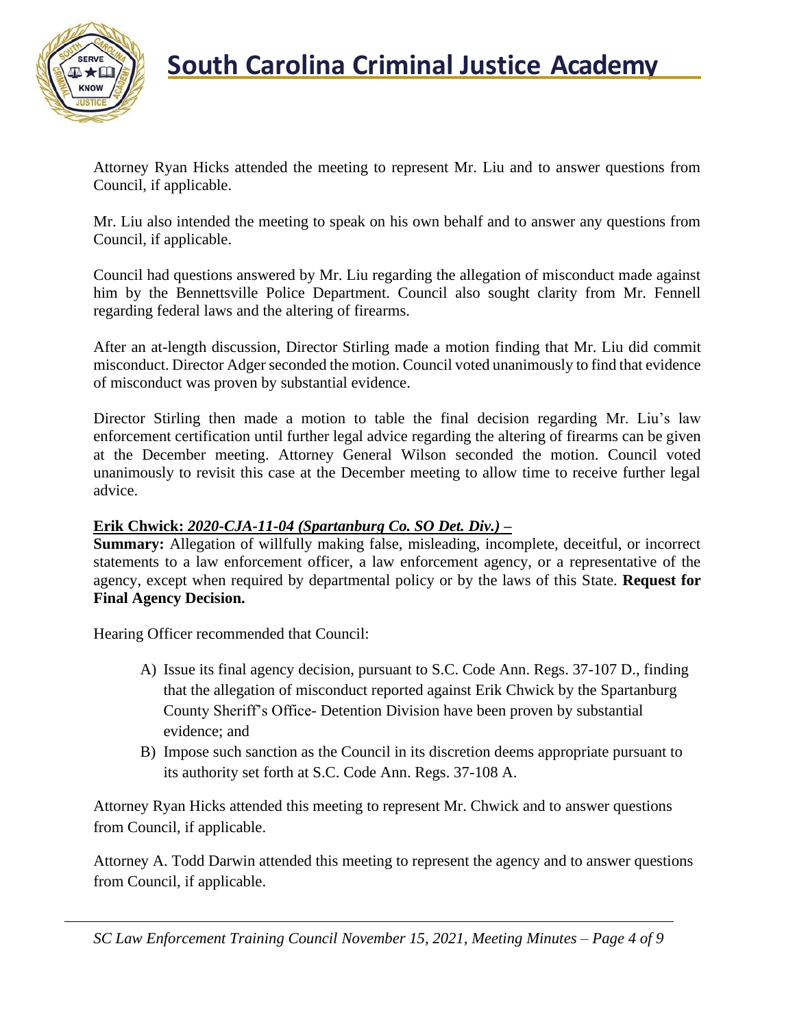Attorney Ryan Hicks attended the meeting to represent Mr. Liu and to answer questions from Council, if applicable.

Mr. Liu also intended the meeting to speak on his own behalf and to answer any questions from Council, if applicable.

Council had questions answered by Mr. Liu regarding the allegation of misconduct made against him by the Bennettsville Police Department. Council also sought clarity from Mr. Fennell regarding federal laws and the altering of firearms.

After an at-length discussion, Director Stirling made a motion finding that Mr. Liu did commit misconduct. Director Adger seconded the motion. Council voted unanimously to find that evidence of misconduct was proven by substantial evidence.

Director Stirling then made a motion to table the final decision regarding Mr. Liu's law enforcement certification until further legal advice regarding the altering of firearms can be given at the December meeting. Attorney General Wilson seconded the motion. Council voted unanimously to revisit this case at the December meeting to allow time to receive further legal advice.

**Erik Chwick:** ***2020-CJA-11-04 (Spartanburg Co. SO Det. Div.) –***
**Summary:** Allegation of willfully making false, misleading, incomplete, deceitful, or incorrect statements to a law enforcement officer, a law enforcement agency, or a representative of the agency, except when required by departmental policy or by the laws of this State. **Request for Final Agency Decision.**

Hearing Officer recommended that Council:

A) Issue its final agency decision, pursuant to S.C. Code Ann. Regs. 37-107 D., finding that the allegation of misconduct reported against Erik Chwick by the Spartanburg County Sheriff's Office- Detention Division have been proven by substantial evidence; and
B) Impose such sanction as the Council in its discretion deems appropriate pursuant to its authority set forth at S.C. Code Ann. Regs. 37-108 A.

Attorney Ryan Hicks attended this meeting to represent Mr. Chwick and to answer questions from Council, if applicable.

Attorney A. Todd Darwin attended this meeting to represent the agency and to answer questions from Council, if applicable.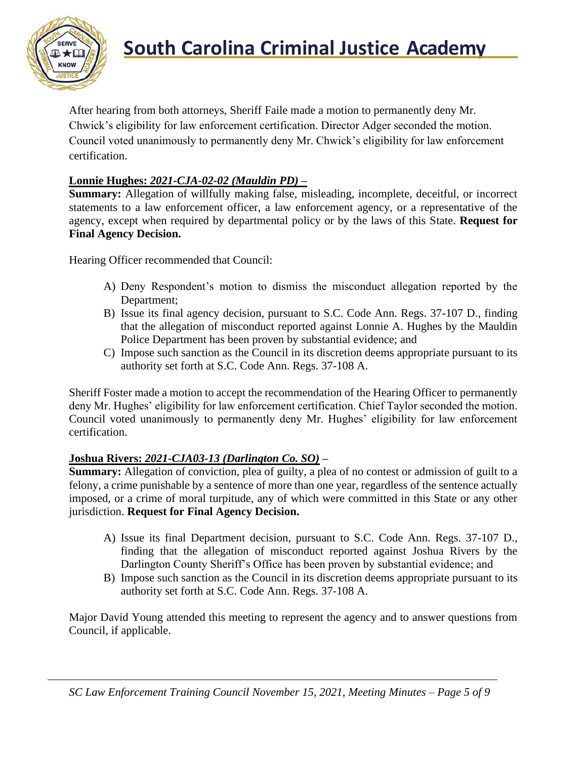After hearing from both attorneys, Sheriff Faile made a motion to permanently deny Mr. Chwick's eligibility for law enforcement certification. Director Adger seconded the motion. Council voted unanimously to permanently deny Mr. Chwick's eligibility for law enforcement certification.

**Lonnie Hughes:** ***2021-CJA-02-02 (Mauldin PD)*** **–**
**Summary:** Allegation of willfully making false, misleading, incomplete, deceitful, or incorrect statements to a law enforcement officer, a law enforcement agency, or a representative of the agency, except when required by departmental policy or by the laws of this State. **Request for Final Agency Decision.**

Hearing Officer recommended that Council:

A) Deny Respondent's motion to dismiss the misconduct allegation reported by the Department;
B) Issue its final agency decision, pursuant to S.C. Code Ann. Regs. 37-107 D., finding that the allegation of misconduct reported against Lonnie A. Hughes by the Mauldin Police Department has been proven by substantial evidence; and
C) Impose such sanction as the Council in its discretion deems appropriate pursuant to its authority set forth at S.C. Code Ann. Regs. 37-108 A.

Sheriff Foster made a motion to accept the recommendation of the Hearing Officer to permanently deny Mr. Hughes' eligibility for law enforcement certification. Chief Taylor seconded the motion. Council voted unanimously to permanently deny Mr. Hughes' eligibility for law enforcement certification.

**Joshua Rivers:** ***2021-CJA03-13 (Darlington Co. SO)*** **–**
**Summary:** Allegation of conviction, plea of guilty, a plea of no contest or admission of guilt to a felony, a crime punishable by a sentence of more than one year, regardless of the sentence actually imposed, or a crime of moral turpitude, any of which were committed in this State or any other jurisdiction. **Request for Final Agency Decision.**

A) Issue its final Department decision, pursuant to S.C. Code Ann. Regs. 37-107 D., finding that the allegation of misconduct reported against Joshua Rivers by the Darlington County Sheriff's Office has been proven by substantial evidence; and
B) Impose such sanction as the Council in its discretion deems appropriate pursuant to its authority set forth at S.C. Code Ann. Regs. 37-108 A.

Major David Young attended this meeting to represent the agency and to answer questions from Council, if applicable.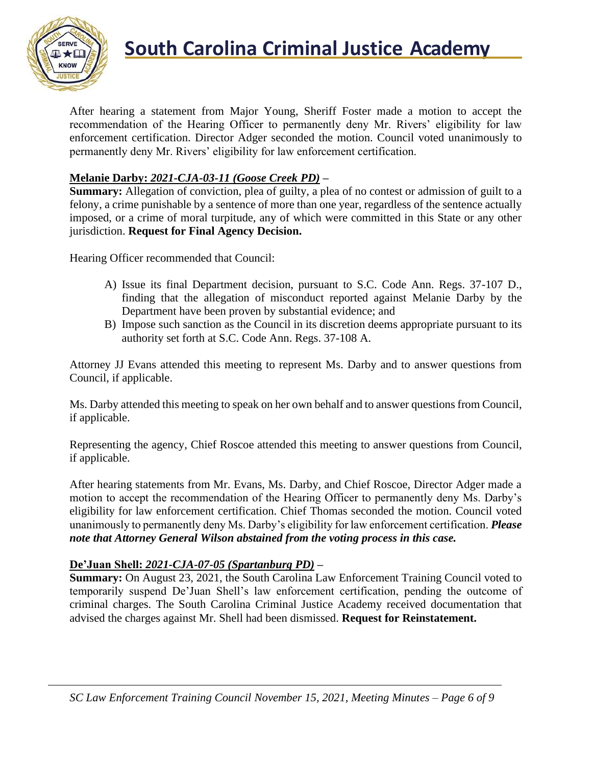After hearing a statement from Major Young, Sheriff Foster made a motion to accept the recommendation of the Hearing Officer to permanently deny Mr. Rivers' eligibility for law enforcement certification. Director Adger seconded the motion. Council voted unanimously to permanently deny Mr. Rivers' eligibility for law enforcement certification.

**Melanie Darby: _2021-CJA-03-11 (Goose Creek PD)_ –**
**Summary:** Allegation of conviction, plea of guilty, a plea of no contest or admission of guilt to a felony, a crime punishable by a sentence of more than one year, regardless of the sentence actually imposed, or a crime of moral turpitude, any of which were committed in this State or any other jurisdiction. **Request for Final Agency Decision.**

Hearing Officer recommended that Council:

A) Issue its final Department decision, pursuant to S.C. Code Ann. Regs. 37-107 D., finding that the allegation of misconduct reported against Melanie Darby by the Department have been proven by substantial evidence; and
B) Impose such sanction as the Council in its discretion deems appropriate pursuant to its authority set forth at S.C. Code Ann. Regs. 37-108 A.

Attorney JJ Evans attended this meeting to represent Ms. Darby and to answer questions from Council, if applicable.

Ms. Darby attended this meeting to speak on her own behalf and to answer questions from Council, if applicable.

Representing the agency, Chief Roscoe attended this meeting to answer questions from Council, if applicable.

After hearing statements from Mr. Evans, Ms. Darby, and Chief Roscoe, Director Adger made a motion to accept the recommendation of the Hearing Officer to permanently deny Ms. Darby's eligibility for law enforcement certification. Chief Thomas seconded the motion. Council voted unanimously to permanently deny Ms. Darby's eligibility for law enforcement certification. ***Please note that Attorney General Wilson abstained from the voting process in this case.***

**De'Juan Shell: _2021-CJA-07-05 (Spartanburg PD)_ –**
**Summary:** On August 23, 2021, the South Carolina Law Enforcement Training Council voted to temporarily suspend De'Juan Shell's law enforcement certification, pending the outcome of criminal charges. The South Carolina Criminal Justice Academy received documentation that advised the charges against Mr. Shell had been dismissed. **Request for Reinstatement.**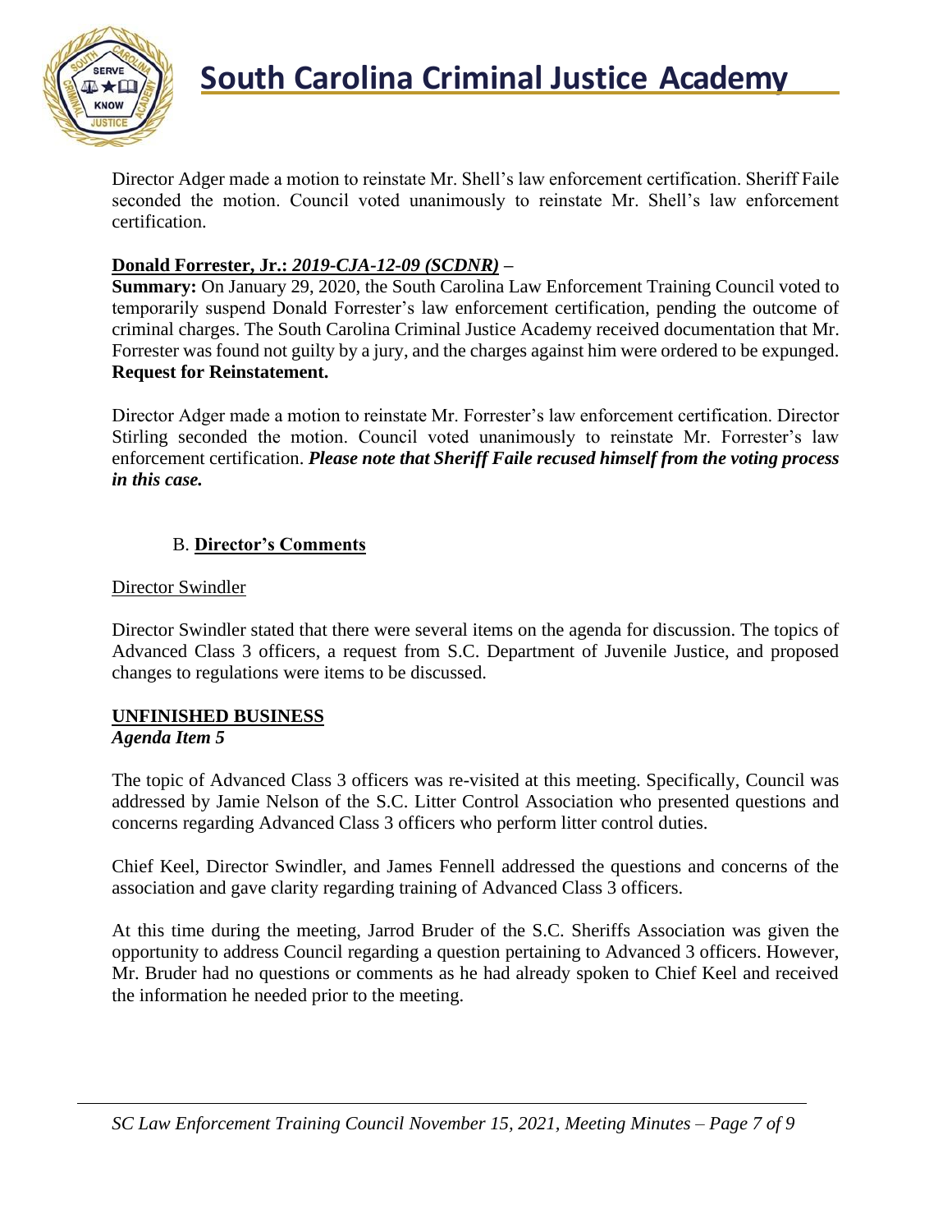Director Adger made a motion to reinstate Mr. Shell's law enforcement certification. Sheriff Faile seconded the motion. Council voted unanimously to reinstate Mr. Shell's law enforcement certification.

**Donald Forrester, Jr.:** ***2019-CJA-12-09 (SCDNR)*** **–**

**Summary:** On January 29, 2020, the South Carolina Law Enforcement Training Council voted to temporarily suspend Donald Forrester's law enforcement certification, pending the outcome of criminal charges. The South Carolina Criminal Justice Academy received documentation that Mr. Forrester was found not guilty by a jury, and the charges against him were ordered to be expunged. **Request for Reinstatement.**

Director Adger made a motion to reinstate Mr. Forrester's law enforcement certification. Director Stirling seconded the motion. Council voted unanimously to reinstate Mr. Forrester's law enforcement certification. ***Please note that Sheriff Faile recused himself from the voting process in this case.***

### B. Director's Comments

Director Swindler

Director Swindler stated that there were several items on the agenda for discussion. The topics of Advanced Class 3 officers, a request from S.C. Department of Juvenile Justice, and proposed changes to regulations were items to be discussed.

## UNFINISHED BUSINESS

***Agenda Item 5***

The topic of Advanced Class 3 officers was re-visited at this meeting. Specifically, Council was addressed by Jamie Nelson of the S.C. Litter Control Association who presented questions and concerns regarding Advanced Class 3 officers who perform litter control duties.

Chief Keel, Director Swindler, and James Fennell addressed the questions and concerns of the association and gave clarity regarding training of Advanced Class 3 officers.

At this time during the meeting, Jarrod Bruder of the S.C. Sheriffs Association was given the opportunity to address Council regarding a question pertaining to Advanced 3 officers. However, Mr. Bruder had no questions or comments as he had already spoken to Chief Keel and received the information he needed prior to the meeting.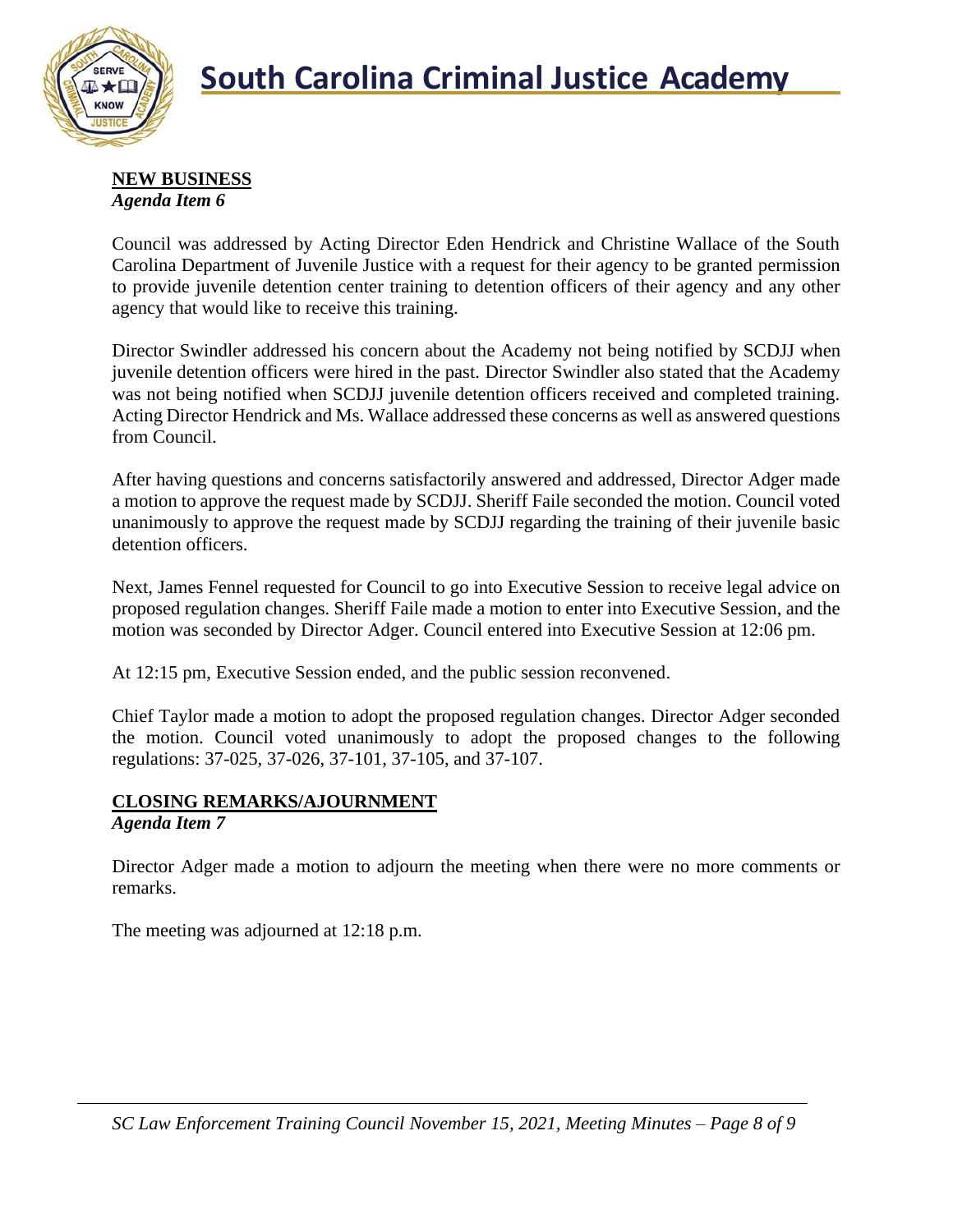**NEW BUSINESS**
***Agenda Item 6***

Council was addressed by Acting Director Eden Hendrick and Christine Wallace of the South Carolina Department of Juvenile Justice with a request for their agency to be granted permission to provide juvenile detention center training to detention officers of their agency and any other agency that would like to receive this training.

Director Swindler addressed his concern about the Academy not being notified by SCDJJ when juvenile detention officers were hired in the past. Director Swindler also stated that the Academy was not being notified when SCDJJ juvenile detention officers received and completed training. Acting Director Hendrick and Ms. Wallace addressed these concerns as well as answered questions from Council.

After having questions and concerns satisfactorily answered and addressed, Director Adger made a motion to approve the request made by SCDJJ. Sheriff Faile seconded the motion. Council voted unanimously to approve the request made by SCDJJ regarding the training of their juvenile basic detention officers.

Next, James Fennel requested for Council to go into Executive Session to receive legal advice on proposed regulation changes. Sheriff Faile made a motion to enter into Executive Session, and the motion was seconded by Director Adger. Council entered into Executive Session at 12:06 pm.

At 12:15 pm, Executive Session ended, and the public session reconvened.

Chief Taylor made a motion to adopt the proposed regulation changes. Director Adger seconded the motion. Council voted unanimously to adopt the proposed changes to the following regulations: 37-025, 37-026, 37-101, 37-105, and 37-107.

**CLOSING REMARKS/AJOURNMENT**
***Agenda Item 7***

Director Adger made a motion to adjourn the meeting when there were no more comments or remarks.

The meeting was adjourned at 12:18 p.m.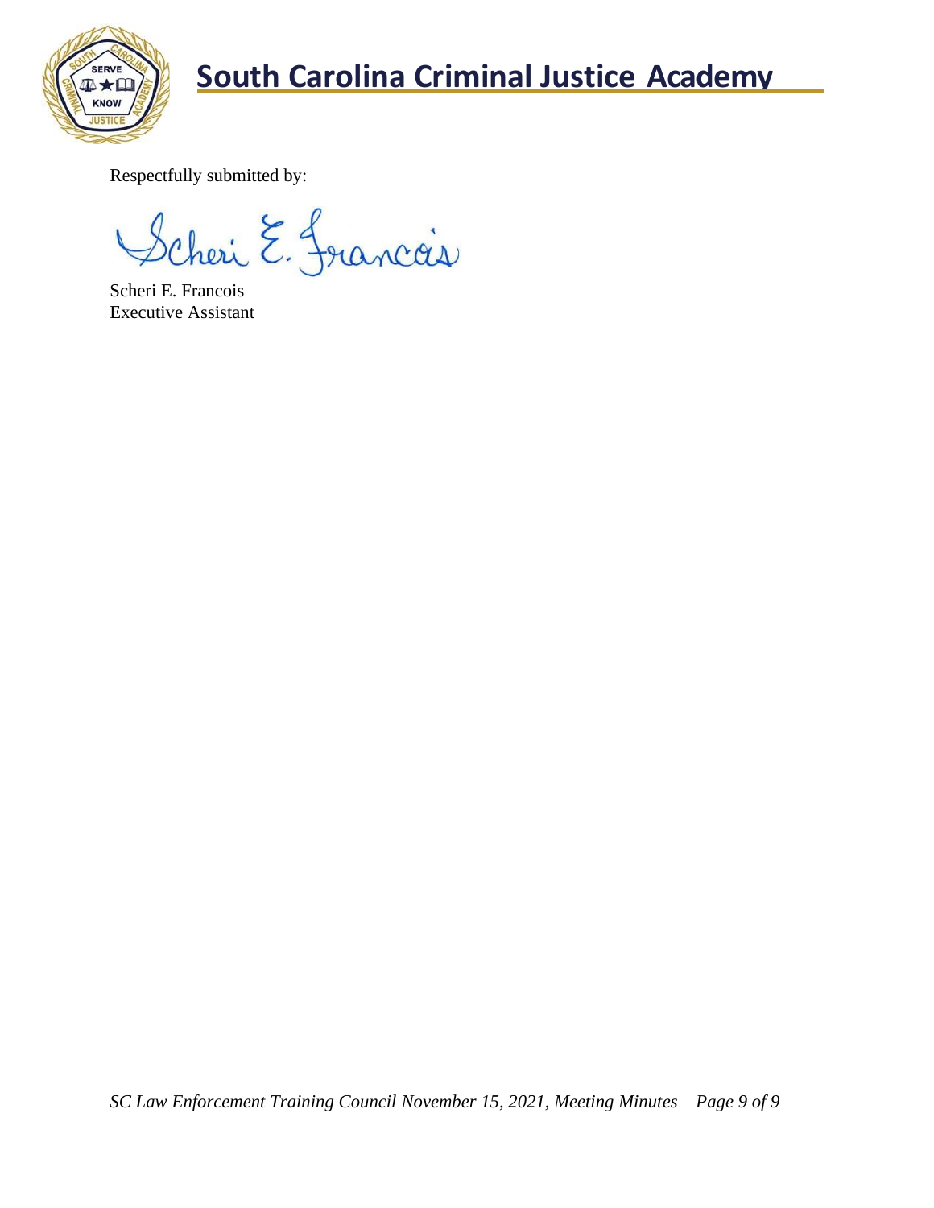Respectfully submitted by:

Scheri E. Francois

Scheri E. Francois
Executive Assistant